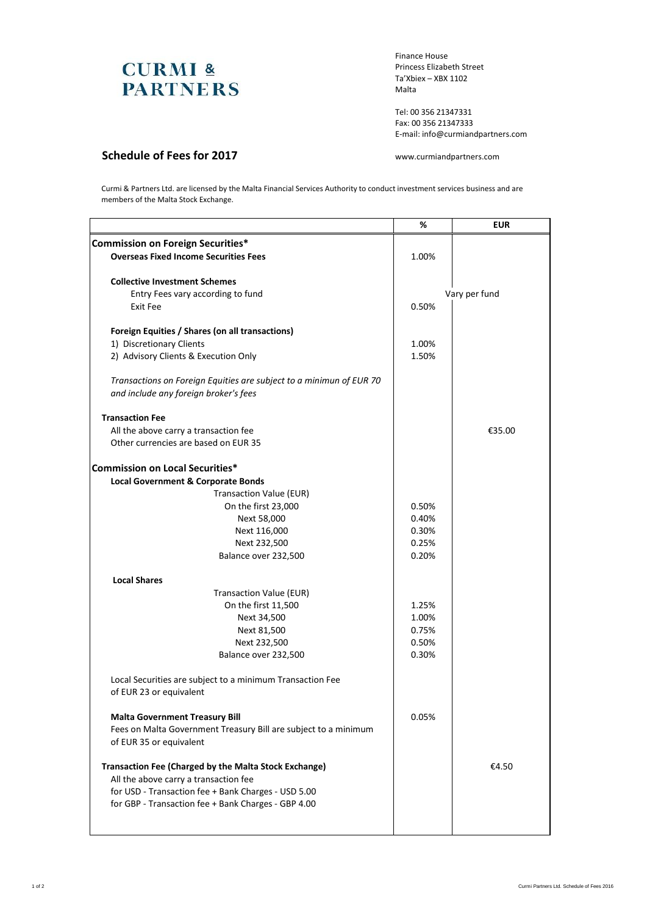# CURMI & PARTNERS

Finance House
Princess Elizabeth Street
Ta'Xbiex – XBX 1102
Malta

Tel: 00 356 21347331
Fax: 00 356 21347333
E-mail: info@curmiandpartners.com

www.curmiandpartners.com

## Schedule of Fees for 2017

Curmi & Partners Ltd. are licensed by the Malta Financial Services Authority to conduct investment services business and are members of the Malta Stock Exchange.

| | % | EUR |
|---|---|---|
| **Commission on Foreign Securities*** | | |
| **Overseas Fixed Income Securities Fees** | 1.00% | |
| | | |
| **Collective Investment Schemes** | | |
| Entry Fees vary according to fund | Vary per fund | |
| Exit Fee | 0.50% | |
| | | |
| **Foreign Equities / Shares (on all transactions)** | | |
| 1) Discretionary Clients | 1.00% | |
| 2) Advisory Clients & Execution Only | 1.50% | |
| | | |
| *Transactions on Foreign Equities are subject to a minimun of EUR 70 and include any foreign broker's fees* | | |
| | | |
| **Transaction Fee** | | |
| All the above carry a transaction fee | | €35.00 |
| Other currencies are based on EUR 35 | | |
| | | |
| **Commission on Local Securities*** | | |
| **Local Government & Corporate Bonds** | | |
| Transaction Value (EUR) | | |
| On the first 23,000 | 0.50% | |
| Next 58,000 | 0.40% | |
| Next 116,000 | 0.30% | |
| Next 232,500 | 0.25% | |
| Balance over 232,500 | 0.20% | |
| | | |
| **Local Shares** | | |
| Transaction Value (EUR) | | |
| On the first 11,500 | 1.25% | |
| Next 34,500 | 1.00% | |
| Next 81,500 | 0.75% | |
| Next 232,500 | 0.50% | |
| Balance over 232,500 | 0.30% | |
| | | |
| Local Securities are subject to a minimum Transaction Fee of EUR 23 or equivalent | | |
| | | |
| **Malta Government Treasury Bill** | 0.05% | |
| Fees on Malta Government Treasury Bill are subject to a minimum of EUR 35 or equivalent | | |
| | | |
| **Transaction Fee (Charged by the Malta Stock Exchange)** | | €4.50 |
| All the above carry a transaction fee | | |
| for USD - Transaction fee + Bank Charges - USD 5.00 | | |
| for GBP - Transaction fee + Bank Charges - GBP 4.00 | | |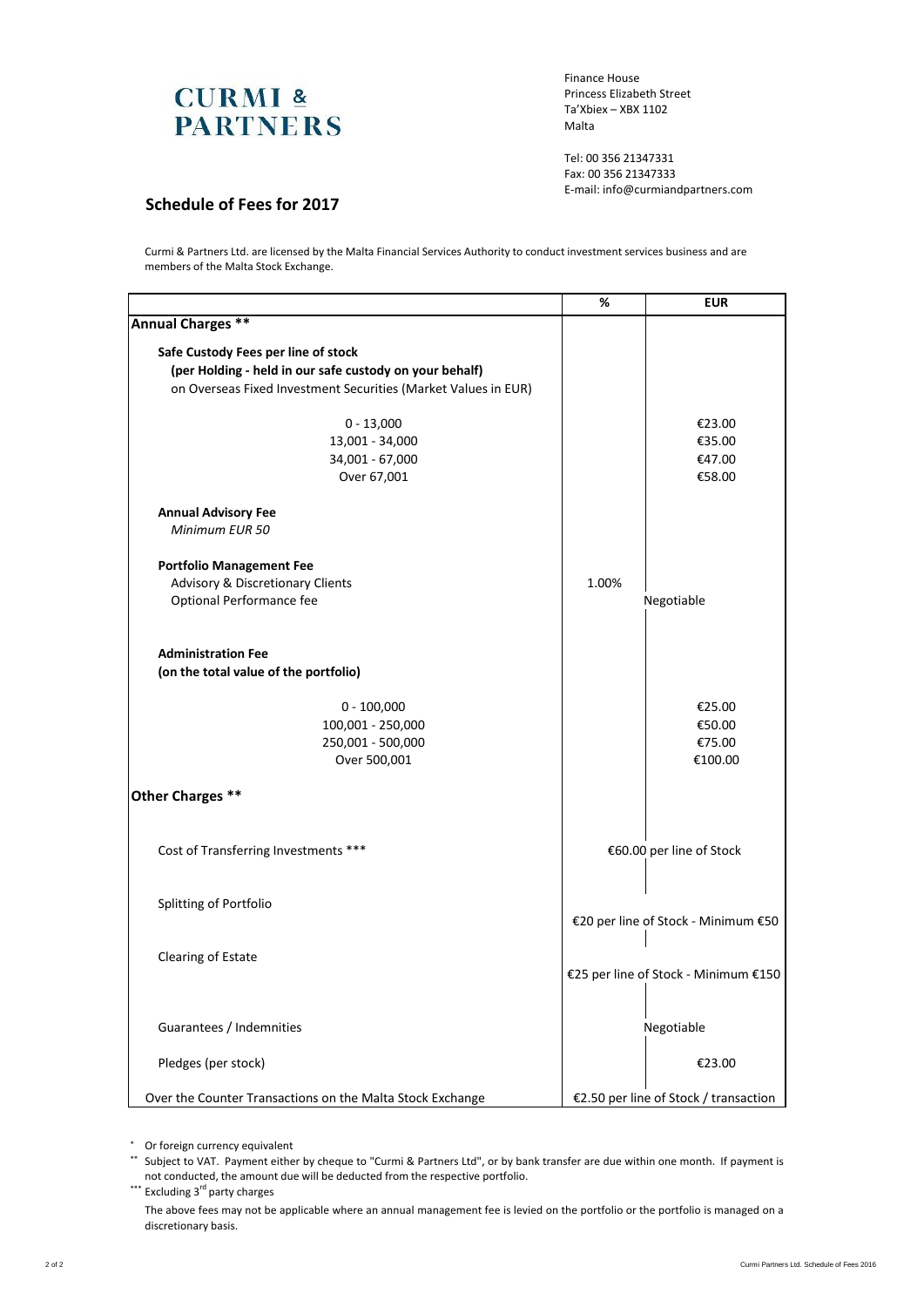**CURMI & PARTNERS**

Finance House
Princess Elizabeth Street
Ta'Xbiex – XBX 1102
Malta

Tel: 00 356 21347331
Fax: 00 356 21347333
E-mail: info@curmiandpartners.com

## Schedule of Fees for 2017

Curmi & Partners Ltd. are licensed by the Malta Financial Services Authority to conduct investment services business and are members of the Malta Stock Exchange.

| | % | EUR |
|---|---|---|
| **Annual Charges \*\*** | | |
| **Safe Custody Fees per line of stock** | | |
| **(per Holding - held in our safe custody on your behalf)** | | |
| on Overseas Fixed Investment Securities (Market Values in EUR) | | |
| 0 - 13,000 | | €23.00 |
| 13,001 - 34,000 | | €35.00 |
| 34,001 - 67,000 | | €47.00 |
| Over 67,001 | | €58.00 |
| **Annual Advisory Fee** | | |
| *Minimum EUR 50* | | |
| **Portfolio Management Fee** | | |
| Advisory & Discretionary Clients | 1.00% | |
| Optional Performance fee | | Negotiable |
| **Administration Fee** | | |
| **(on the total value of the portfolio)** | | |
| 0 - 100,000 | | €25.00 |
| 100,001 - 250,000 | | €50.00 |
| 250,001 - 500,000 | | €75.00 |
| Over 500,001 | | €100.00 |
| **Other Charges \*\*** | | |
| Cost of Transferring Investments \*\*\* | €60.00 per line of Stock | |
| Splitting of Portfolio | €20 per line of Stock - Minimum €50 | |
| Clearing of Estate | €25 per line of Stock - Minimum €150 | |
| Guarantees / Indemnities | | Negotiable |
| Pledges (per stock) | | €23.00 |
| Over the Counter Transactions on the Malta Stock Exchange | €2.50 per line of Stock / transaction | |

\* Or foreign currency equivalent

\*\* Subject to VAT. Payment either by cheque to "Curmi & Partners Ltd", or by bank transfer are due within one month. If payment is not conducted, the amount due will be deducted from the respective portfolio.

\*\*\* Excluding 3rd party charges

The above fees may not be applicable where an annual management fee is levied on the portfolio or the portfolio is managed on a discretionary basis.